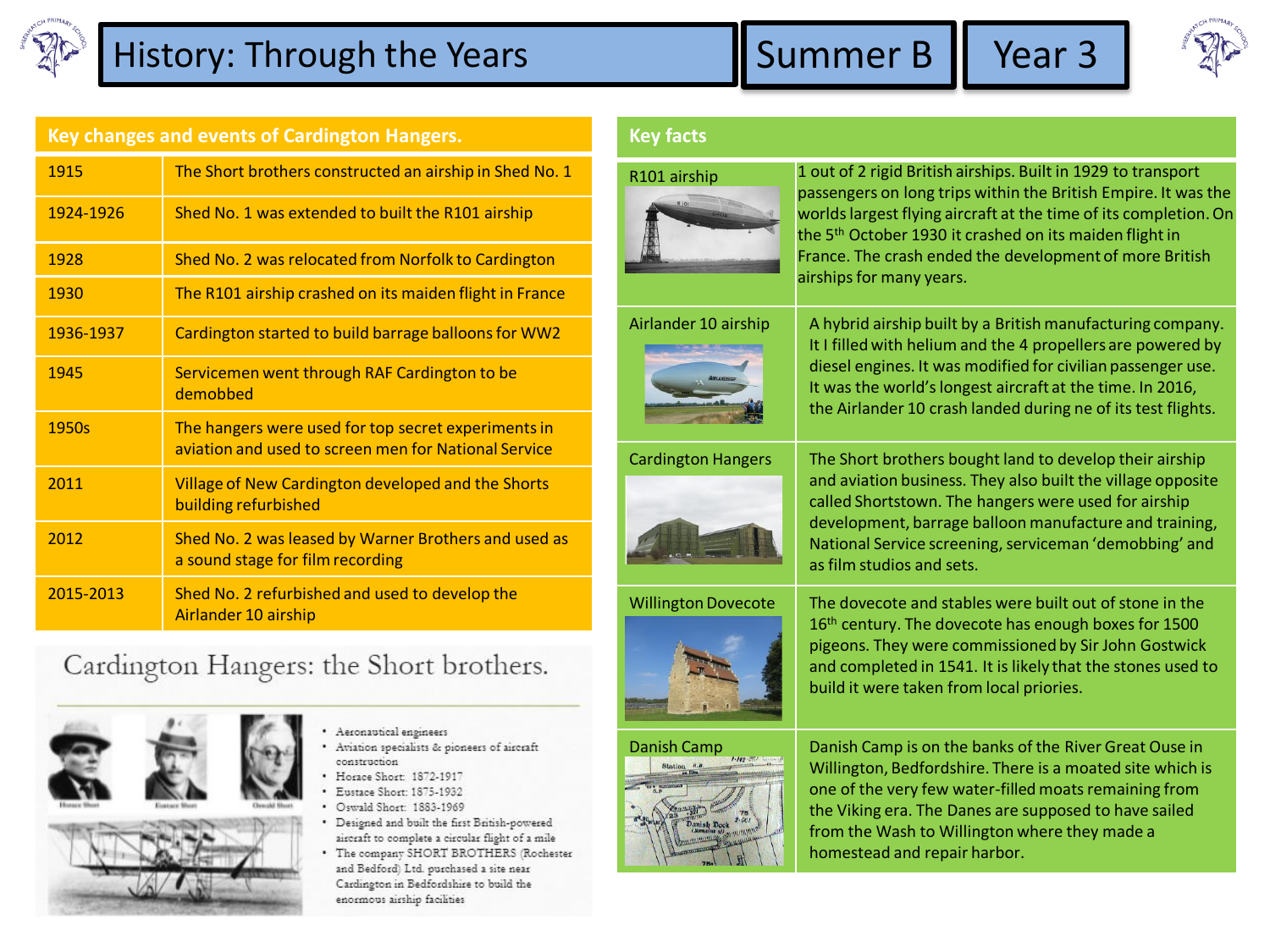# History: Through the Years

**Summer B** | **Year 3**

## Key changes and events of Cardington Hangers.

| Year | Event |
| --- | --- |
| 1915 | The Short brothers constructed an airship in Shed No. 1 |
| 1924-1926 | Shed No. 1 was extended to built the R101 airship |
| 1928 | Shed No. 2 was relocated from Norfolk to Cardington |
| 1930 | The R101 airship crashed on its maiden flight in France |
| 1936-1937 | Cardington started to build barrage balloons for WW2 |
| 1945 | Servicemen went through RAF Cardington to be demobbed |
| 1950s | The hangers were used for top secret experiments in aviation and used to screen men for National Service |
| 2011 | Village of New Cardington developed and the Shorts building refurbished |
| 2012 | Shed No. 2 was leased by Warner Brothers and used as a sound stage for film recording |
| 2015-2013 | Shed No. 2 refurbished and used to develop the Airlander 10 airship |

## Cardington Hangers: the Short brothers.

- Aeronautical engineers
- Aviation specialists & pioneers of aircraft construction
- Horace Short: 1872-1917
- Eustace Short: 1875-1932
- Oswald Short: 1883-1969
- Designed and built the first British-powered aircraft to complete a circular flight of a mile
- The company SHORT BROTHERS (Rochester and Bedford) Ltd. purchased a site near Cardington in Bedfordshire to build the enormous airship facilities

## Key facts

| Topic | Fact |
| --- | --- |
| R101 airship | 1 out of 2 rigid British airships. Built in 1929 to transport passengers on long trips within the British Empire. It was the worlds largest flying aircraft at the time of its completion. On the 5th October 1930 it crashed on its maiden flight in France. The crash ended the development of more British airships for many years. |
| Airlander 10 airship | A hybrid airship built by a British manufacturing company. It I filled with helium and the 4 propellers are powered by diesel engines. It was modified for civilian passenger use. It was the world's longest aircraft at the time. In 2016, the Airlander 10 crash landed during ne of its test flights. |
| Cardington Hangers | The Short brothers bought land to develop their airship and aviation business. They also built the village opposite called Shortstown. The hangers were used for airship development, barrage balloon manufacture and training, National Service screening, serviceman 'demobbing' and as film studios and sets. |
| Willington Dovecote | The dovecote and stables were built out of stone in the 16th century. The dovecote has enough boxes for 1500 pigeons. They were commissioned by Sir John Gostwick and completed in 1541. It is likely that the stones used to build it were taken from local priories. |
| Danish Camp | Danish Camp is on the banks of the River Great Ouse in Willington, Bedfordshire. There is a moated site which is one of the very few water-filled moats remaining from the Viking era. The Danes are supposed to have sailed from the Wash to Willington where they made a homestead and repair harbor. |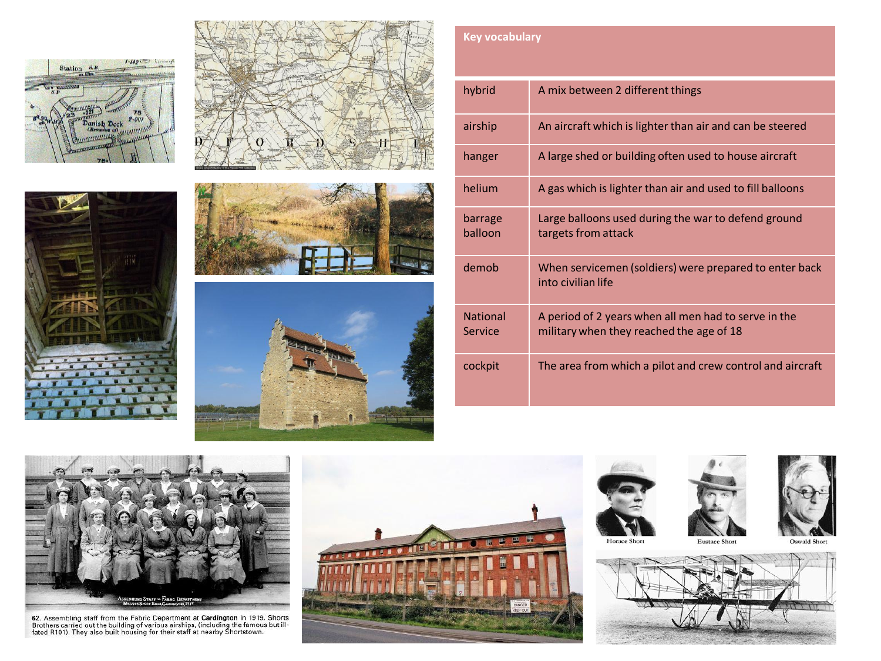| Key vocabulary | |
| --- | --- |
| hybrid | A mix between 2 different things |
| airship | An aircraft which is lighter than air and can be steered |
| hanger | A large shed or building often used to house aircraft |
| helium | A gas which is lighter than air and used to fill balloons |
| barrage balloon | Large balloons used during the war to defend ground targets from attack |
| demob | When servicemen (soldiers) were prepared to enter back into civilian life |
| National Service | A period of 2 years when all men had to serve in the military when they reached the age of 18 |
| cockpit | The area from which a pilot and crew control and aircraft |

62. Assembling staff from the Fabric Department at **Cardington** in 1919. Shorts Brothers carried out the building of various airships, (including the famous but ill-fated R101). They also built housing for their staff at nearby Shortstown.

Horace Short

Eustace Short

Oswald Short